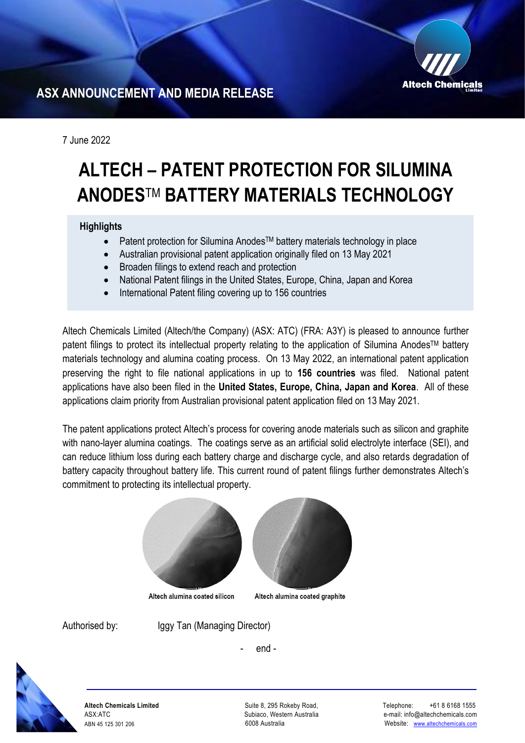ASX ANNOUNCEMENT AND MEDIA RELEASE

7 June 2022

# ALTECH – PATENT PROTECTION FOR SILUMINA ANODES™ BATTERY MATERIALS TECHNOLOGY

**Highlights**

- Patent protection for Silumina Anodes™ battery materials technology in place
- Australian provisional patent application originally filed on 13 May 2021
- Broaden filings to extend reach and protection
- National Patent filings in the United States, Europe, China, Japan and Korea
- International Patent filing covering up to 156 countries

Altech Chemicals Limited (Altech/the Company) (ASX: ATC) (FRA: A3Y) is pleased to announce further patent filings to protect its intellectual property relating to the application of Silumina Anodes™ battery materials technology and alumina coating process. On 13 May 2022, an international patent application preserving the right to file national applications in up to **156 countries** was filed. National patent applications have also been filed in the **United States, Europe, China, Japan and Korea**. All of these applications claim priority from Australian provisional patent application filed on 13 May 2021.

The patent applications protect Altech's process for covering anode materials such as silicon and graphite with nano-layer alumina coatings. The coatings serve as an artificial solid electrolyte interface (SEI), and can reduce lithium loss during each battery charge and discharge cycle, and also retards degradation of battery capacity throughout battery life. This current round of patent filings further demonstrates Altech's commitment to protecting its intellectual property.

Altech alumina coated silicon

Altech alumina coated graphite

Authorised by: Iggy Tan (Managing Director)

\- end -

**Altech Chemicals Limited**
ASX:ATC
ABN 45 125 301 206

Suite 8, 295 Rokeby Road,
Subiaco, Western Australia
6008 Australia

Telephone: +61 8 6168 1555
e-mail: info@altechchemicals.com
Website: www.altechchemicals.com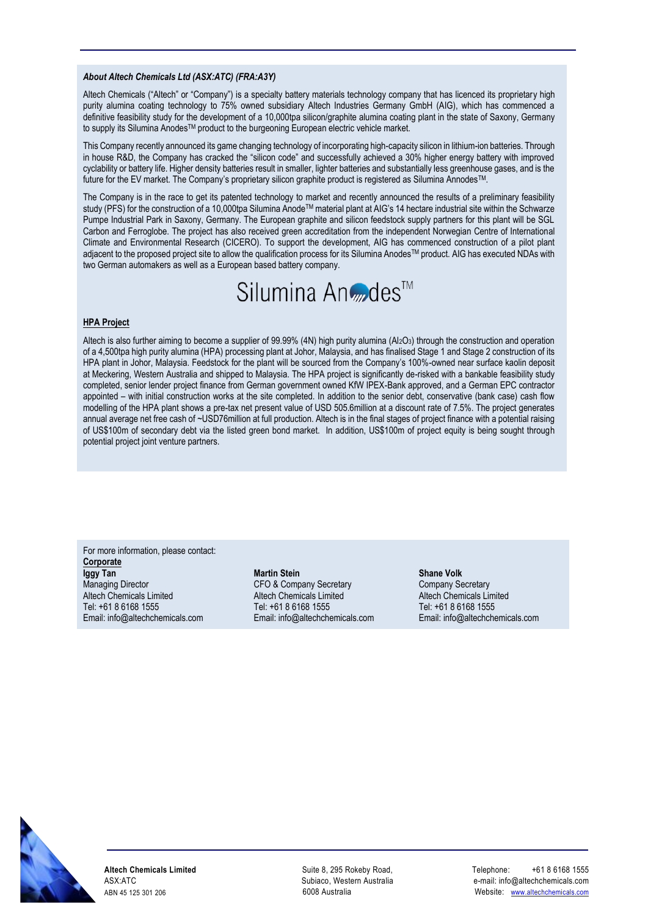***About Altech Chemicals Ltd (ASX:ATC) (FRA:A3Y)***

Altech Chemicals ("Altech" or "Company") is a specialty battery materials technology company that has licenced its proprietary high purity alumina coating technology to 75% owned subsidiary Altech Industries Germany GmbH (AIG), which has commenced a definitive feasibility study for the development of a 10,000tpa silicon/graphite alumina coating plant in the state of Saxony, Germany to supply its Silumina Anodes™ product to the burgeoning European electric vehicle market.

This Company recently announced its game changing technology of incorporating high-capacity silicon in lithium-ion batteries. Through in house R&D, the Company has cracked the "silicon code" and successfully achieved a 30% higher energy battery with improved cyclability or battery life. Higher density batteries result in smaller, lighter batteries and substantially less greenhouse gases, and is the future for the EV market. The Company's proprietary silicon graphite product is registered as Silumina Annodes™.

The Company is in the race to get its patented technology to market and recently announced the results of a preliminary feasibility study (PFS) for the construction of a 10,000tpa Silumina Anode™ material plant at AIG's 14 hectare industrial site within the Schwarze Pumpe Industrial Park in Saxony, Germany. The European graphite and silicon feedstock supply partners for this plant will be SGL Carbon and Ferroglobe. The project has also received green accreditation from the independent Norwegian Centre of International Climate and Environmental Research (CICERO). To support the development, AIG has commenced construction of a pilot plant adjacent to the proposed project site to allow the qualification process for its Silumina Anodes™ product. AIG has executed NDAs with two German automakers as well as a European based battery company.

Silumina Anodes™

**HPA Project**

Altech is also further aiming to become a supplier of 99.99% (4N) high purity alumina ($Al_2O_3$) through the construction and operation of a 4,500tpa high purity alumina (HPA) processing plant at Johor, Malaysia, and has finalised Stage 1 and Stage 2 construction of its HPA plant in Johor, Malaysia. Feedstock for the plant will be sourced from the Company's 100%-owned near surface kaolin deposit at Meckering, Western Australia and shipped to Malaysia. The HPA project is significantly de-risked with a bankable feasibility study completed, senior lender project finance from German government owned KfW IPEX-Bank approved, and a German EPC contractor appointed – with initial construction works at the site completed. In addition to the senior debt, conservative (bank case) cash flow modelling of the HPA plant shows a pre-tax net present value of USD 505.6million at a discount rate of 7.5%. The project generates annual average net free cash of ~USD76million at full production. Altech is in the final stages of project finance with a potential raising of US$100m of secondary debt via the listed green bond market. In addition, US$100m of project equity is being sought through potential project joint venture partners.

For more information, please contact:

**Corporate**

**Iggy Tan**
Managing Director
Altech Chemicals Limited
Tel: +61 8 6168 1555
Email: info@altechchemicals.com

**Martin Stein**
CFO & Company Secretary
Altech Chemicals Limited
Tel: +61 8 6168 1555
Email: info@altechchemicals.com

**Shane Volk**
Company Secretary
Altech Chemicals Limited
Tel: +61 8 6168 1555
Email: info@altechchemicals.com